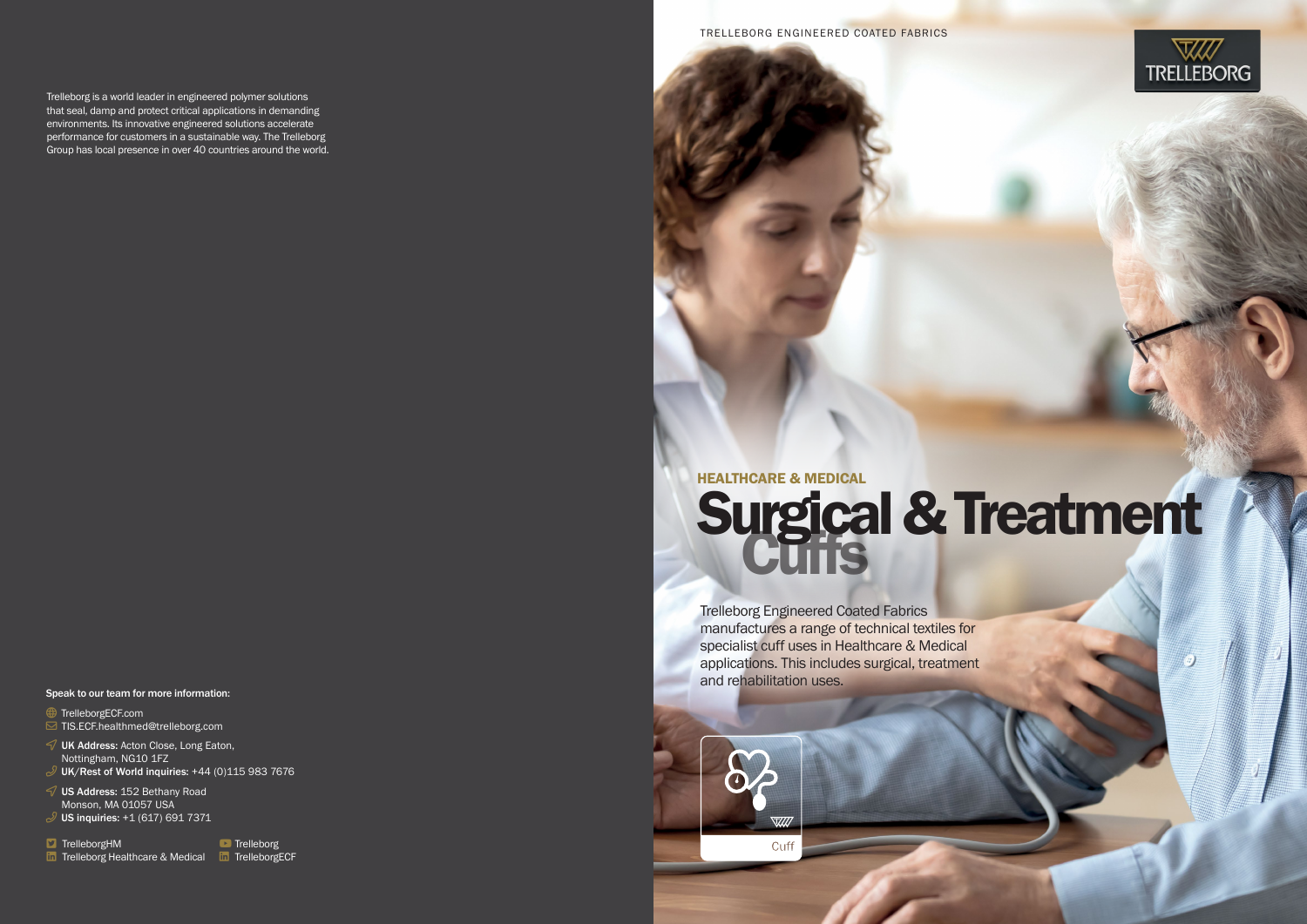Trelleborg is a world leader in engineered polymer solutions that seal, damp and protect critical applications in demanding environments. Its innovative engineered solutions accelerate performance for customers in a sustainable way. The Trelleborg Group has local presence in over 40 countries around the world.

**Speak to our team for more information:**

TrelleborgECF.com
TIS.ECF.healthmed@trelleborg.com

**UK Address:** Acton Close, Long Eaton, Nottingham, NG10 1FZ
**UK/Rest of World inquiries:** +44 (0)115 983 7676

**US Address:** 152 Bethany Road Monson, MA 01057 USA
**US inquiries:** +1 (617) 691 7371

TrelleborgHM
Trelleborg Healthcare & Medical
Trelleborg
TrelleborgECF

TRELLEBORG ENGINEERED COATED FABRICS

TRELLEBORG

HEALTHCARE & MEDICAL

# Surgical & Treatment Cuffs

Trelleborg Engineered Coated Fabrics manufactures a range of technical textiles for specialist cuff uses in Healthcare & Medical applications. This includes surgical, treatment and rehabilitation uses.

Cuff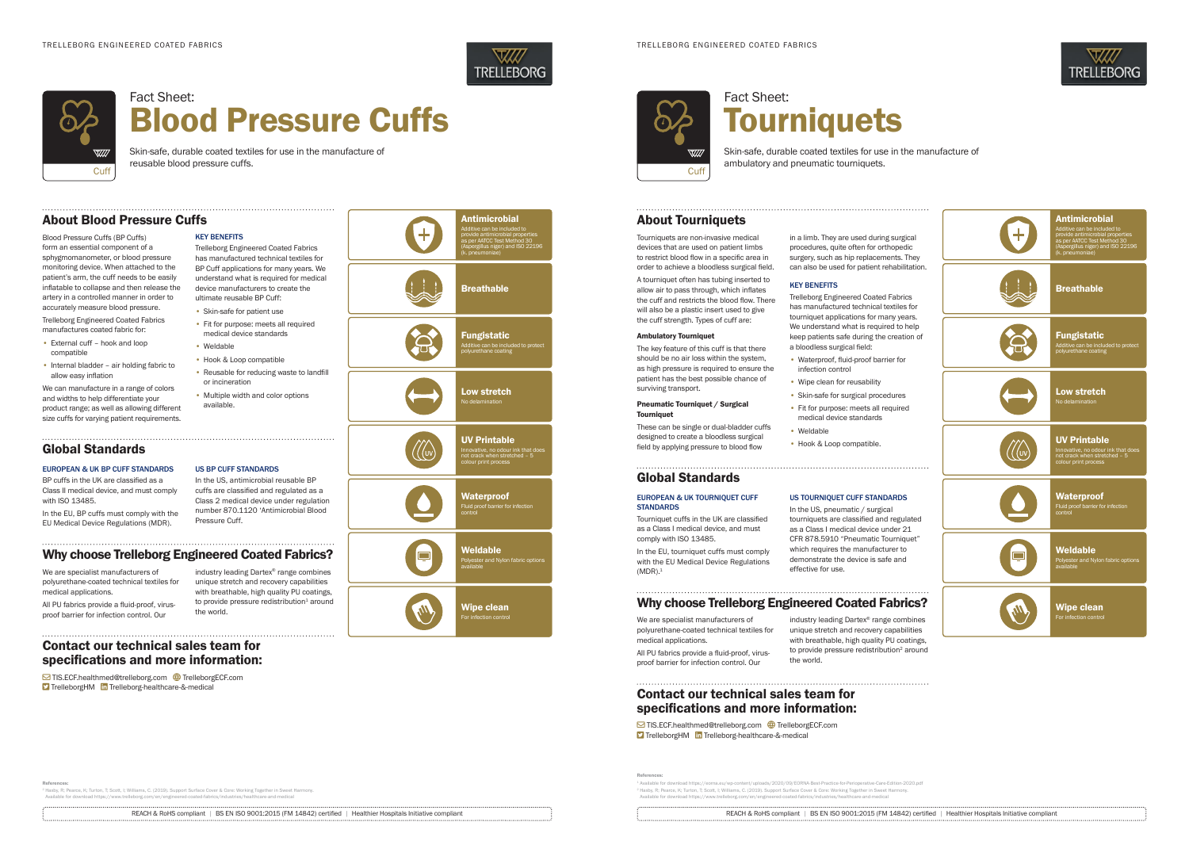# Fact Sheet: Blood Pressure Cuffs

Cuff

Skin-safe, durable coated textiles for use in the manufacture of reusable blood pressure cuffs.

## About Blood Pressure Cuffs

Blood Pressure Cuffs (BP Cuffs) form an essential component of a sphygmomanometer, or blood pressure monitoring device. When attached to the patient's arm, the cuff needs to be easily inflatable to collapse and then release the artery in a controlled manner in order to accurately measure blood pressure.

Trelleborg Engineered Coated Fabrics manufactures coated fabric for:

- External cuff – hook and loop compatible
- Internal bladder – air holding fabric to allow easy inflation

We can manufacture in a range of colors and widths to help differentiate your product range; as well as allowing different size cuffs for varying patient requirements.

### KEY BENEFITS

Trelleborg Engineered Coated Fabrics has manufactured technical textiles for BP Cuff applications for many years. We understand what is required for medical device manufacturers to create the ultimate reusable BP Cuff:

- Skin-safe for patient use
- Fit for purpose: meets all required medical device standards
- Weldable
- Hook & Loop compatible
- Reusable for reducing waste to landfill or incineration
- Multiple width and color options available.

**Antimicrobial**
Additive can be included to provide antimicrobial properties as per AATCC Test Method 30 (Aspergillus niger) and ISO 22196 (k. pneumoniae)

**Breathable**

**Fungistatic**
Additive can be included to protect polyurethane coating

**Low stretch**
No delamination

**UV Printable**
Innovative, no odour ink that does not crack when stretched – 5 colour print process

**Waterproof**
Fluid proof barrier for infection control

**Weldable**
Polyester and Nylon fabric options available

**Wipe clean**
For infection control

## Global Standards

### EUROPEAN & UK BP CUFF STANDARDS

BP cuffs in the UK are classified as a Class II medical device, and must comply with ISO 13485.

In the EU, BP cuffs must comply with the EU Medical Device Regulations (MDR).

### US BP CUFF STANDARDS

In the US, antimicrobial reusable BP cuffs are classified and regulated as a Class 2 medical device under regulation number 870.1120 'Antimicrobial Blood Pressure Cuff.

## Why choose Trelleborg Engineered Coated Fabrics?

We are specialist manufacturers of polyurethane-coated technical textiles for medical applications.

All PU fabrics provide a fluid-proof, virus-proof barrier for infection control. Our industry leading Dartex® range combines unique stretch and recovery capabilities with breathable, high quality PU coatings, to provide pressure redistribution[1] around the world.

## Contact our technical sales team for specifications and more information:

TIS.ECF.healthmed@trelleborg.com | TrelleborgECF.com
TrelleborgHM | Trelleborg-healthcare-&-medical

**References:**
[1] Hasby, R; Pearce, H; Turton, T; Scott, I; Williams, C. (2019). Support Surface Cover & Core: Working Together in Sweet Harmony. Available for download https://www.trelleborg.com/en/engineered-coated-fabrics/industries/healthcare-and-medical

REACH & RoHS compliant | BS EN ISO 9001:2015 (FM 14842) certified | Healthier Hospitals Initiative compliant

# Fact Sheet: Tourniquets

Cuff

Skin-safe, durable coated textiles for use in the manufacture of ambulatory and pneumatic tourniquets.

## About Tourniquets

Tourniquets are non-invasive medical devices that are used on patient limbs to restrict blood flow in a specific area in order to achieve a bloodless surgical field.

A tourniquet often has tubing inserted to allow air to pass through, which inflates the cuff and restricts the blood flow. There will also be a plastic insert used to give the cuff strength. Types of cuff are:

### Ambulatory Tourniquet

The key feature of this cuff is that there should be no air loss within the system, as high pressure is required to ensure the patient has the best possible chance of surviving transport.

### Pneumatic Tourniquet / Surgical Tourniquet

These can be single or dual-bladder cuffs designed to create a bloodless surgical field by applying pressure to blood flow in a limb. They are used during surgical procedures, quite often for orthopedic surgery, such as hip replacements. They can also be used for patient rehabilitation.

### KEY BENEFITS

Trelleborg Engineered Coated Fabrics has manufactured technical textiles for tourniquet applications for many years. We understand what is required to help keep patients safe during the creation of a bloodless surgical field:

- Waterproof, fluid-proof barrier for infection control
- Wipe clean for reusability
- Skin-safe for surgical procedures
- Fit for purpose: meets all required medical device standards
- Weldable
- Hook & Loop compatible.

**Antimicrobial**
Additive can be included to provide antimicrobial properties as per AATCC Test Method 30 (Aspergillus niger) and ISO 22196 (k. pneumoniae)

**Breathable**

**Fungistatic**
Additive can be included to protect polyurethane coating

**Low stretch**
No delamination

**UV Printable**
Innovative, no odour ink that does not crack when stretched – 5 colour print process

**Waterproof**
Fluid proof barrier for infection control

**Weldable**
Polyester and Nylon fabric options available

**Wipe clean**
For infection control

## Global Standards

### EUROPEAN & UK TOURNIQUET CUFF STANDARDS

Tourniquet cuffs in the UK are classified as a Class I medical device, and must comply with ISO 13485.

In the EU, tourniquet cuffs must comply with the EU Medical Device Regulations (MDR).[1]

### US TOURNIQUET CUFF STANDARDS

In the US, pneumatic / surgical tourniquets are classified and regulated as a Class I medical device under 21 CFR 878.5910 "Pneumatic Tourniquet" which requires the manufacturer to demonstrate the device is safe and effective for use.

## Why choose Trelleborg Engineered Coated Fabrics?

We are specialist manufacturers of polyurethane-coated technical textiles for medical applications.

All PU fabrics provide a fluid-proof, virus-proof barrier for infection control. Our industry leading Dartex® range combines unique stretch and recovery capabilities with breathable, high quality PU coatings, to provide pressure redistribution[2] around the world.

## Contact our technical sales team for specifications and more information:

TIS.ECF.healthmed@trelleborg.com | TrelleborgECF.com
TrelleborgHM | Trelleborg-healthcare-&-medical

**References:**
[1] Available for download https://eorna.eu/wp-content/uploads/2020/09/EORNA-Best-Practice-for-Perioperative-Care-Edition-2020.pdf
[2] Hasby, R; Pearce, H; Turton, T; Scott, I; Williams, C. (2019). Support Surface Cover & Core: Working Together in Sweet Harmony. Available for download https://www.trelleborg.com/en/engineered-coated-fabrics/industries/healthcare-and-medical

REACH & RoHS compliant | BS EN ISO 9001:2015 (FM 14842) certified | Healthier Hospitals Initiative compliant